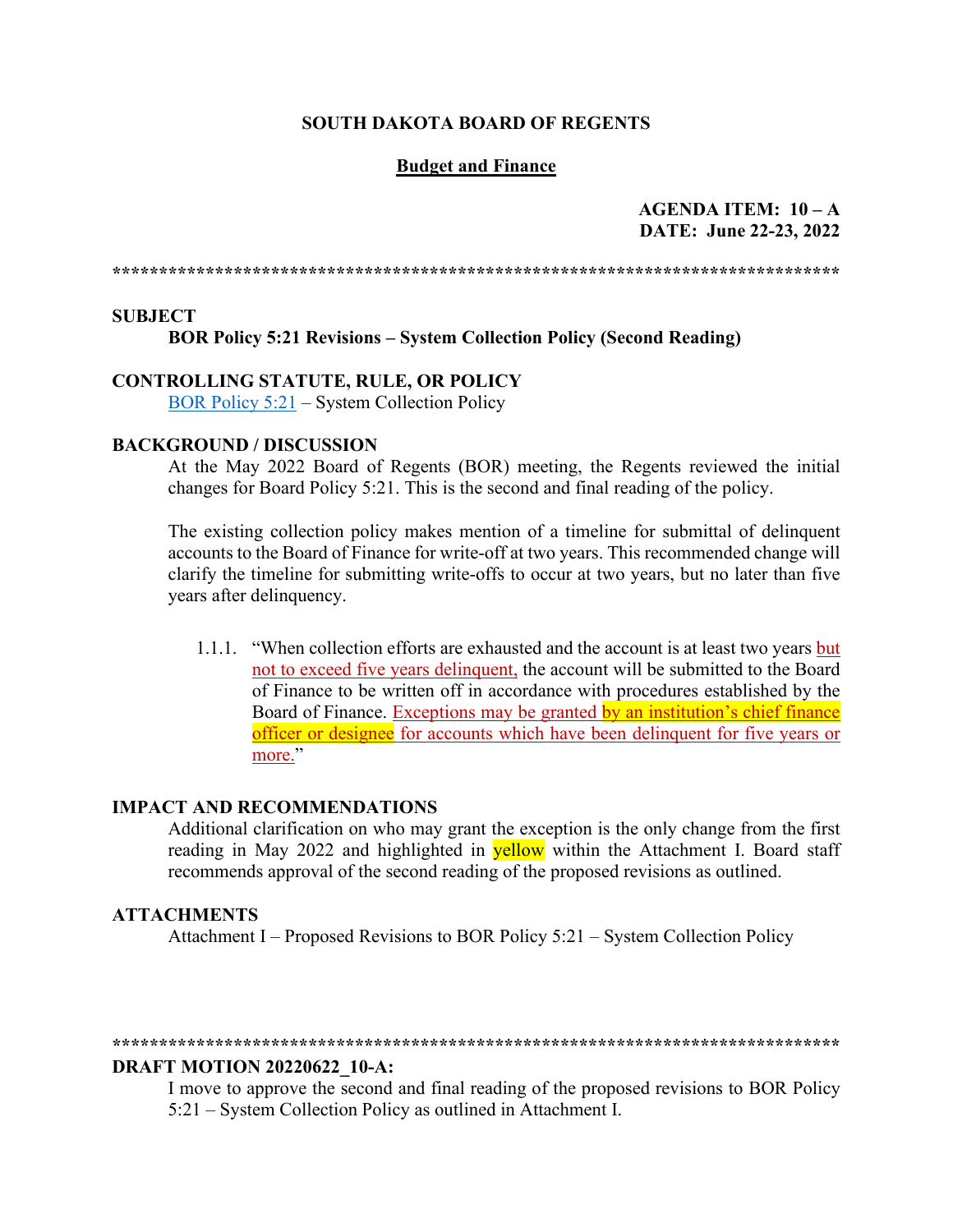**SOUTH DAKOTA BOARD OF REGENTS**

**Budget and Finance**

**AGENDA ITEM: 10 – A**
**DATE: June 22-23, 2022**

******************************************************************************

**SUBJECT**

**BOR Policy 5:21 Revisions – System Collection Policy (Second Reading)**

**CONTROLLING STATUTE, RULE, OR POLICY**

BOR Policy 5:21 – System Collection Policy

**BACKGROUND / DISCUSSION**

At the May 2022 Board of Regents (BOR) meeting, the Regents reviewed the initial changes for Board Policy 5:21. This is the second and final reading of the policy.

The existing collection policy makes mention of a timeline for submittal of delinquent accounts to the Board of Finance for write-off at two years. This recommended change will clarify the timeline for submitting write-offs to occur at two years, but no later than five years after delinquency.

1.1.1. "When collection efforts are exhausted and the account is at least two years but not to exceed five years delinquent, the account will be submitted to the Board of Finance to be written off in accordance with procedures established by the Board of Finance. Exceptions may be granted by an institution's chief finance officer or designee for accounts which have been delinquent for five years or more."

**IMPACT AND RECOMMENDATIONS**

Additional clarification on who may grant the exception is the only change from the first reading in May 2022 and highlighted in yellow within the Attachment I. Board staff recommends approval of the second reading of the proposed revisions as outlined.

**ATTACHMENTS**

Attachment I – Proposed Revisions to BOR Policy 5:21 – System Collection Policy

******************************************************************************

**DRAFT MOTION 20220622_10-A:**

I move to approve the second and final reading of the proposed revisions to BOR Policy 5:21 – System Collection Policy as outlined in Attachment I.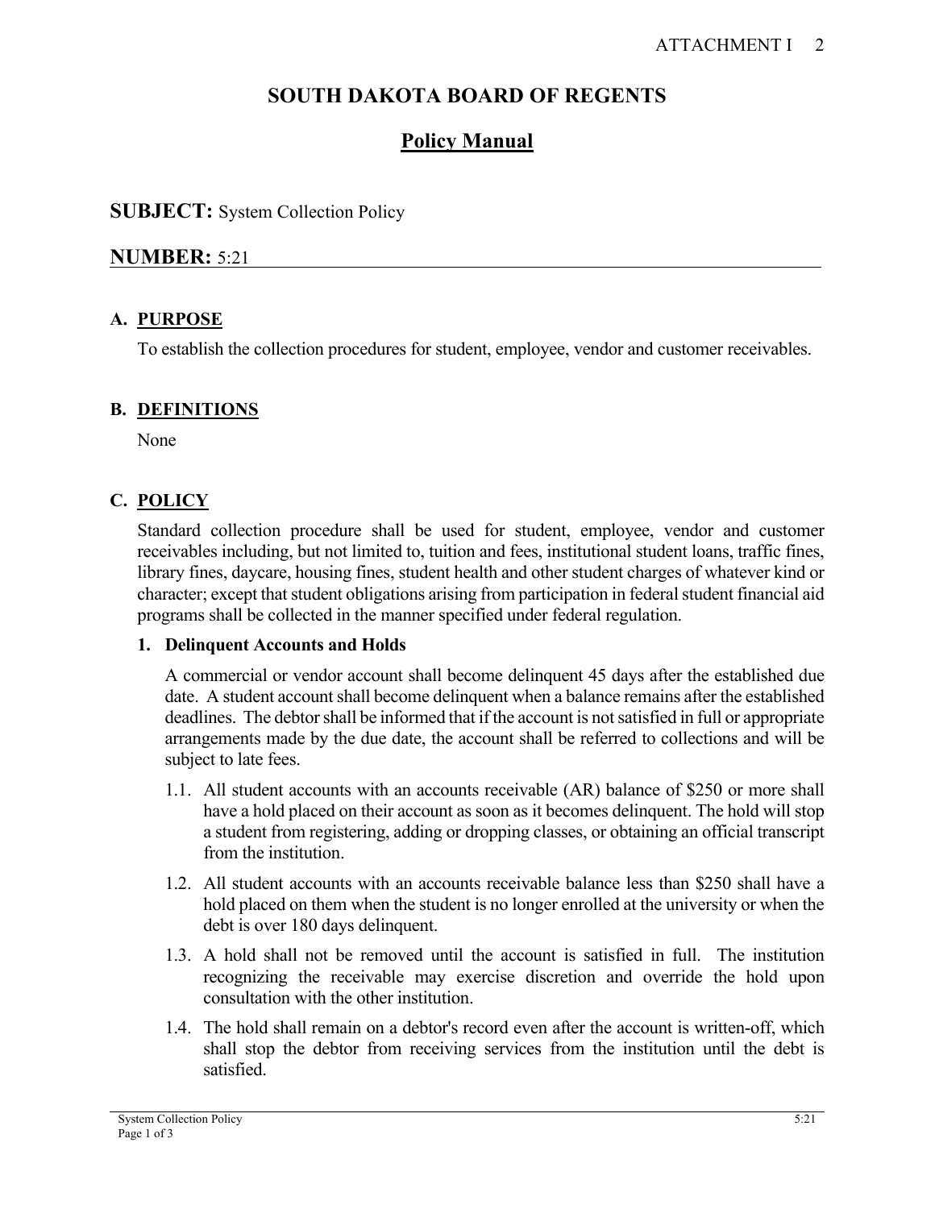# SOUTH DAKOTA BOARD OF REGENTS

## Policy Manual

**SUBJECT:** System Collection Policy

**NUMBER:** 5:21

### A. PURPOSE

To establish the collection procedures for student, employee, vendor and customer receivables.

### B. DEFINITIONS

None

### C. POLICY

Standard collection procedure shall be used for student, employee, vendor and customer receivables including, but not limited to, tuition and fees, institutional student loans, traffic fines, library fines, daycare, housing fines, student health and other student charges of whatever kind or character; except that student obligations arising from participation in federal student financial aid programs shall be collected in the manner specified under federal regulation.

**1. Delinquent Accounts and Holds**

A commercial or vendor account shall become delinquent 45 days after the established due date. A student account shall become delinquent when a balance remains after the established deadlines. The debtor shall be informed that if the account is not satisfied in full or appropriate arrangements made by the due date, the account shall be referred to collections and will be subject to late fees.

1.1. All student accounts with an accounts receivable (AR) balance of $250 or more shall have a hold placed on their account as soon as it becomes delinquent. The hold will stop a student from registering, adding or dropping classes, or obtaining an official transcript from the institution.

1.2. All student accounts with an accounts receivable balance less than $250 shall have a hold placed on them when the student is no longer enrolled at the university or when the debt is over 180 days delinquent.

1.3. A hold shall not be removed until the account is satisfied in full. The institution recognizing the receivable may exercise discretion and override the hold upon consultation with the other institution.

1.4. The hold shall remain on a debtor's record even after the account is written-off, which shall stop the debtor from receiving services from the institution until the debt is satisfied.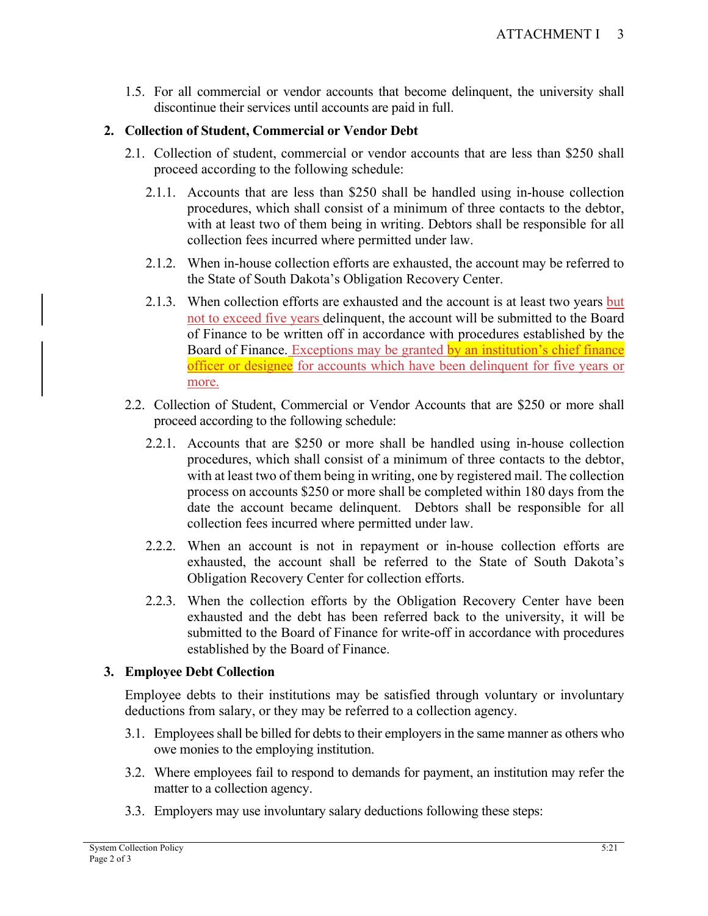1.5. For all commercial or vendor accounts that become delinquent, the university shall discontinue their services until accounts are paid in full.

## 2. Collection of Student, Commercial or Vendor Debt

2.1. Collection of student, commercial or vendor accounts that are less than $250 shall proceed according to the following schedule:

2.1.1. Accounts that are less than $250 shall be handled using in-house collection procedures, which shall consist of a minimum of three contacts to the debtor, with at least two of them being in writing. Debtors shall be responsible for all collection fees incurred where permitted under law.

2.1.2. When in-house collection efforts are exhausted, the account may be referred to the State of South Dakota's Obligation Recovery Center.

2.1.3. When collection efforts are exhausted and the account is at least two years but not to exceed five years delinquent, the account will be submitted to the Board of Finance to be written off in accordance with procedures established by the Board of Finance. Exceptions may be granted by an institution's chief finance officer or designee for accounts which have been delinquent for five years or more.

2.2. Collection of Student, Commercial or Vendor Accounts that are $250 or more shall proceed according to the following schedule:

2.2.1. Accounts that are $250 or more shall be handled using in-house collection procedures, which shall consist of a minimum of three contacts to the debtor, with at least two of them being in writing, one by registered mail. The collection process on accounts $250 or more shall be completed within 180 days from the date the account became delinquent. Debtors shall be responsible for all collection fees incurred where permitted under law.

2.2.2. When an account is not in repayment or in-house collection efforts are exhausted, the account shall be referred to the State of South Dakota's Obligation Recovery Center for collection efforts.

2.2.3. When the collection efforts by the Obligation Recovery Center have been exhausted and the debt has been referred back to the university, it will be submitted to the Board of Finance for write-off in accordance with procedures established by the Board of Finance.

## 3. Employee Debt Collection

Employee debts to their institutions may be satisfied through voluntary or involuntary deductions from salary, or they may be referred to a collection agency.

3.1. Employees shall be billed for debts to their employers in the same manner as others who owe monies to the employing institution.

3.2. Where employees fail to respond to demands for payment, an institution may refer the matter to a collection agency.

3.3. Employers may use involuntary salary deductions following these steps: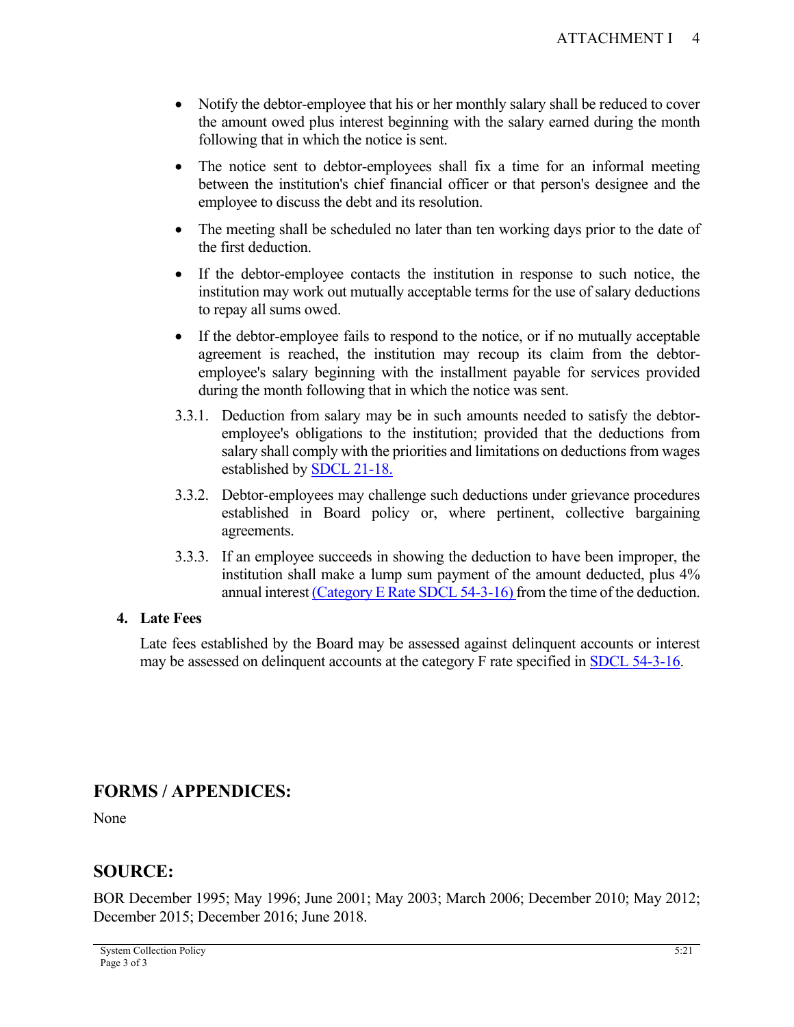- Notify the debtor-employee that his or her monthly salary shall be reduced to cover the amount owed plus interest beginning with the salary earned during the month following that in which the notice is sent.
- The notice sent to debtor-employees shall fix a time for an informal meeting between the institution's chief financial officer or that person's designee and the employee to discuss the debt and its resolution.
- The meeting shall be scheduled no later than ten working days prior to the date of the first deduction.
- If the debtor-employee contacts the institution in response to such notice, the institution may work out mutually acceptable terms for the use of salary deductions to repay all sums owed.
- If the debtor-employee fails to respond to the notice, or if no mutually acceptable agreement is reached, the institution may recoup its claim from the debtor-employee's salary beginning with the installment payable for services provided during the month following that in which the notice was sent.

3.3.1. Deduction from salary may be in such amounts needed to satisfy the debtor-employee's obligations to the institution; provided that the deductions from salary shall comply with the priorities and limitations on deductions from wages established by SDCL 21-18.

3.3.2. Debtor-employees may challenge such deductions under grievance procedures established in Board policy or, where pertinent, collective bargaining agreements.

3.3.3. If an employee succeeds in showing the deduction to have been improper, the institution shall make a lump sum payment of the amount deducted, plus 4% annual interest (Category E Rate SDCL 54-3-16) from the time of the deduction.

**4. Late Fees**

Late fees established by the Board may be assessed against delinquent accounts or interest may be assessed on delinquent accounts at the category F rate specified in SDCL 54-3-16.

## FORMS / APPENDICES:

None

## SOURCE:

BOR December 1995; May 1996; June 2001; May 2003; March 2006; December 2010; May 2012; December 2015; December 2016; June 2018.